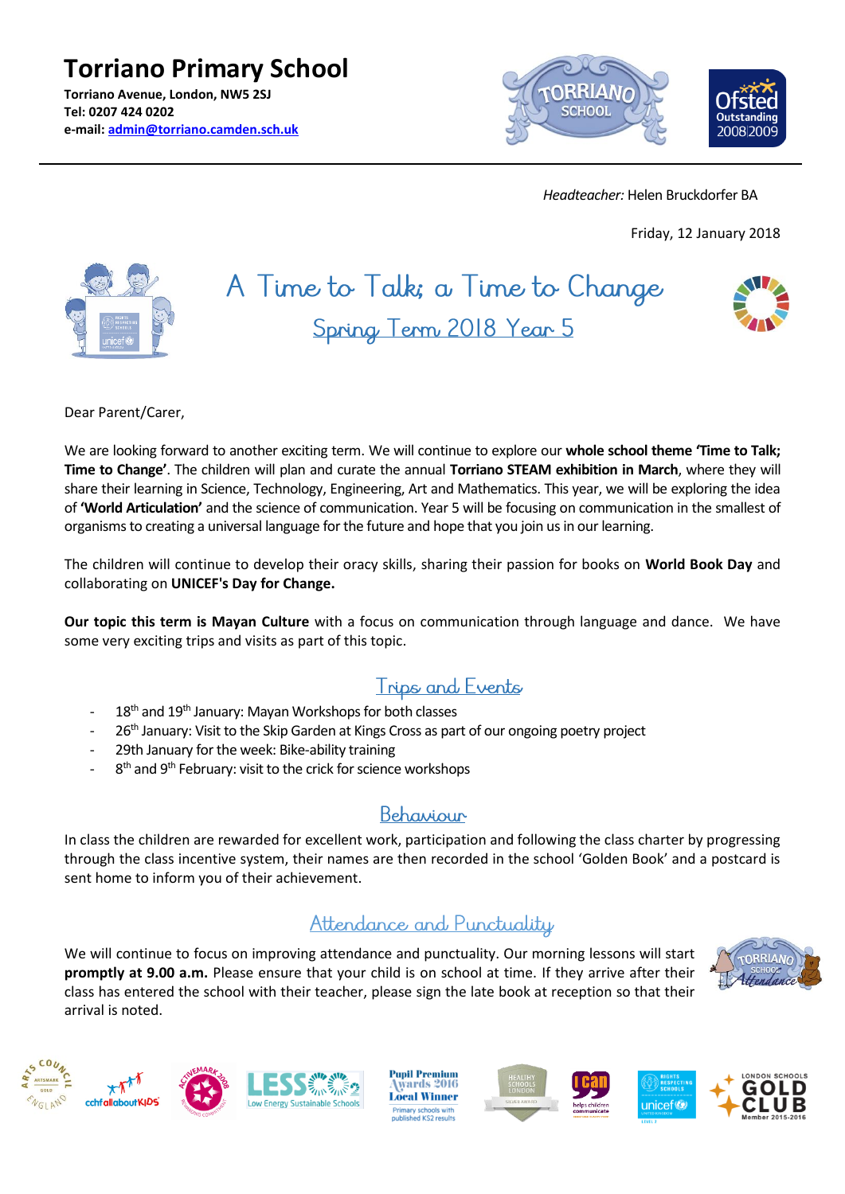# Torriano Primary School

**Torriano Avenue, London, NW5 2SJ**
**Tel: 0207 424 0202**
**e-mail: admin@torriano.camden.sch.uk**

*Headteacher:* Helen Bruckdorfer BA

Friday, 12 January 2018

## A Time to Talk; a Time to Change

## Spring Term 2018 Year 5

Dear Parent/Carer,

We are looking forward to another exciting term. We will continue to explore our **whole school theme 'Time to Talk; Time to Change'**. The children will plan and curate the annual **Torriano STEAM exhibition in March**, where they will share their learning in Science, Technology, Engineering, Art and Mathematics. This year, we will be exploring the idea of **'World Articulation'** and the science of communication. Year 5 will be focusing on communication in the smallest of organisms to creating a universal language for the future and hope that you join us in our learning.

The children will continue to develop their oracy skills, sharing their passion for books on **World Book Day** and collaborating on **UNICEF's Day for Change.**

**Our topic this term is Mayan Culture** with a focus on communication through language and dance. We have some very exciting trips and visits as part of this topic.

### Trips and Events

- 18th and 19th January: Mayan Workshops for both classes
- 26th January: Visit to the Skip Garden at Kings Cross as part of our ongoing poetry project
- 29th January for the week: Bike-ability training
- 8th and 9th February: visit to the crick for science workshops

### Behaviour

In class the children are rewarded for excellent work, participation and following the class charter by progressing through the class incentive system, their names are then recorded in the school 'Golden Book' and a postcard is sent home to inform you of their achievement.

### Attendance and Punctuality

We will continue to focus on improving attendance and punctuality. Our morning lessons will start **promptly at 9.00 a.m.** Please ensure that your child is on school at time. If they arrive after their class has entered the school with their teacher, please sign the late book at reception so that their arrival is noted.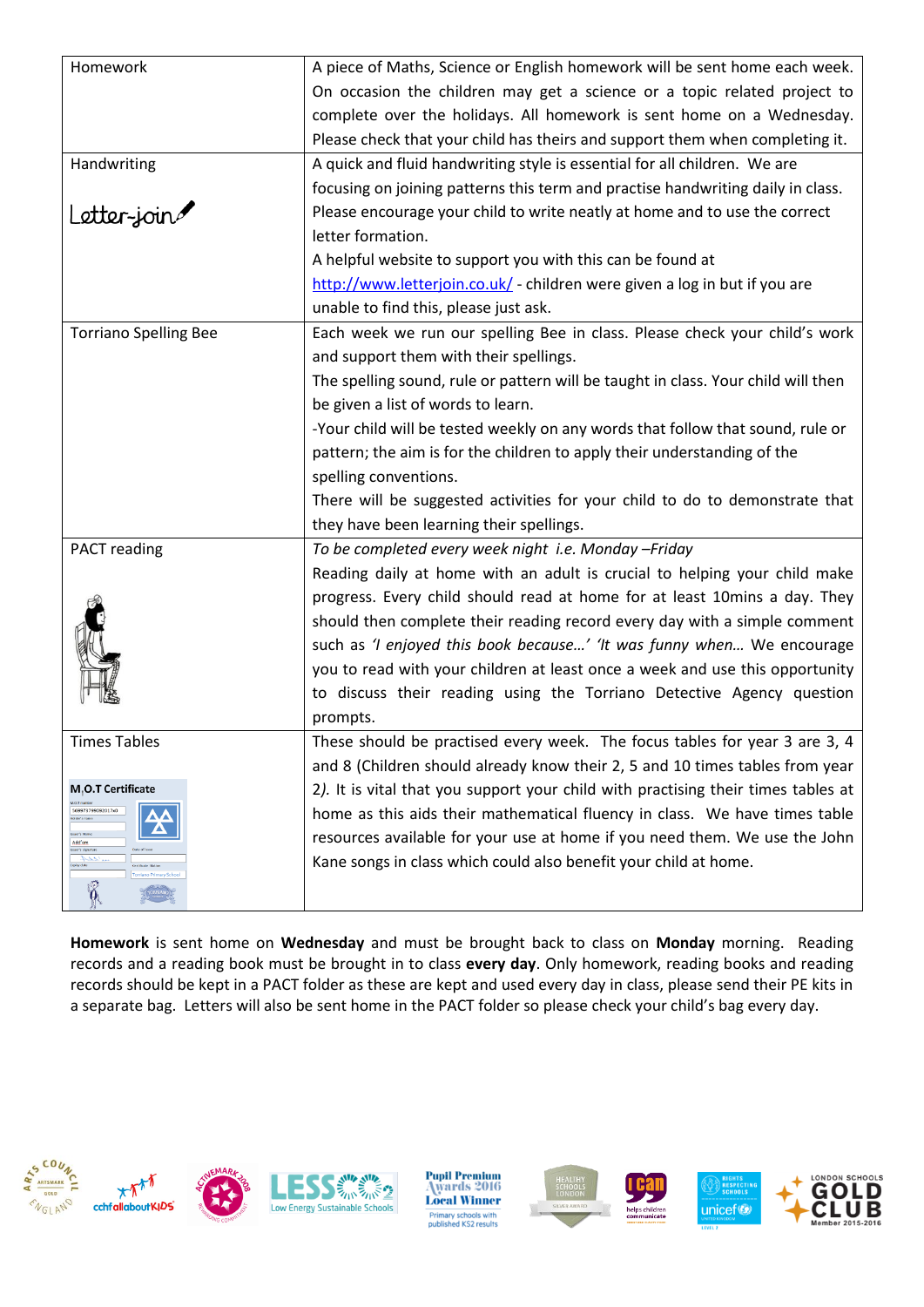| | |
|---|---|
| Homework | A piece of Maths, Science or English homework will be sent home each week. On occasion the children may get a science or a topic related project to complete over the holidays. All homework is sent home on a Wednesday. Please check that your child has theirs and support them when completing it. |
| Handwriting<br><br>Letter-join | A quick and fluid handwriting style is essential for all children. We are focusing on joining patterns this term and practise handwriting daily in class. Please encourage your child to write neatly at home and to use the correct letter formation.<br>A helpful website to support you with this can be found at http://www.letterjoin.co.uk/ - children were given a log in but if you are unable to find this, please just ask. |
| Torriano Spelling Bee | Each week we run our spelling Bee in class. Please check your child's work and support them with their spellings.<br>The spelling sound, rule or pattern will be taught in class. Your child will then be given a list of words to learn.<br>-Your child will be tested weekly on any words that follow that sound, rule or pattern; the aim is for the children to apply their understanding of the spelling conventions.<br>There will be suggested activities for your child to do to demonstrate that they have been learning their spellings. |
| PACT reading | *To be completed every week night i.e. Monday –Friday*<br>Reading daily at home with an adult is crucial to helping your child make progress. Every child should read at home for at least 10mins a day. They should then complete their reading record every day with a simple comment such as *'I enjoyed this book because…' 'It was funny when…* We encourage you to read with your children at least once a week and use this opportunity to discuss their reading using the Torriano Detective Agency question prompts. |
| Times Tables<br><br>**M.O.T Certificate** | These should be practised every week. The focus tables for year 3 are 3, 4 and 8 (Children should already know their 2, 5 and 10 times tables from year 2*)*. It is vital that you support your child with practising their times tables at home as this aids their mathematical fluency in class. We have times table resources available for your use at home if you need them. We use the John Kane songs in class which could also benefit your child at home. |

**Homework** is sent home on **Wednesday** and must be brought back to class on **Monday** morning. Reading records and a reading book must be brought in to class **every day**. Only homework, reading books and reading records should be kept in a PACT folder as these are kept and used every day in class, please send their PE kits in a separate bag. Letters will also be sent home in the PACT folder so please check your child's bag every day.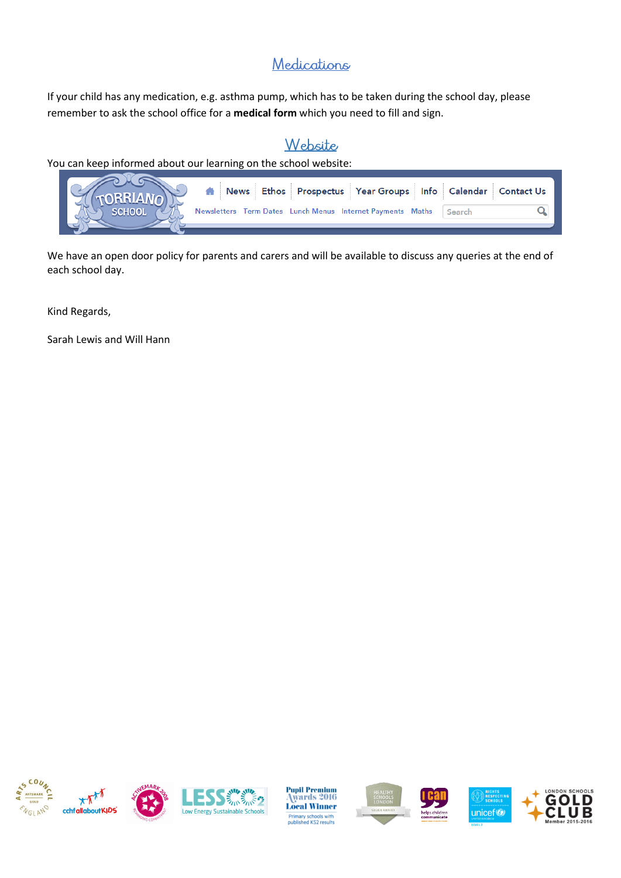## Medications

If your child has any medication, e.g. asthma pump, which has to be taken during the school day, please remember to ask the school office for a **medical form** which you need to fill and sign.

## Website

You can keep informed about our learning on the school website:

We have an open door policy for parents and carers and will be available to discuss any queries at the end of each school day.

Kind Regards,

Sarah Lewis and Will Hann